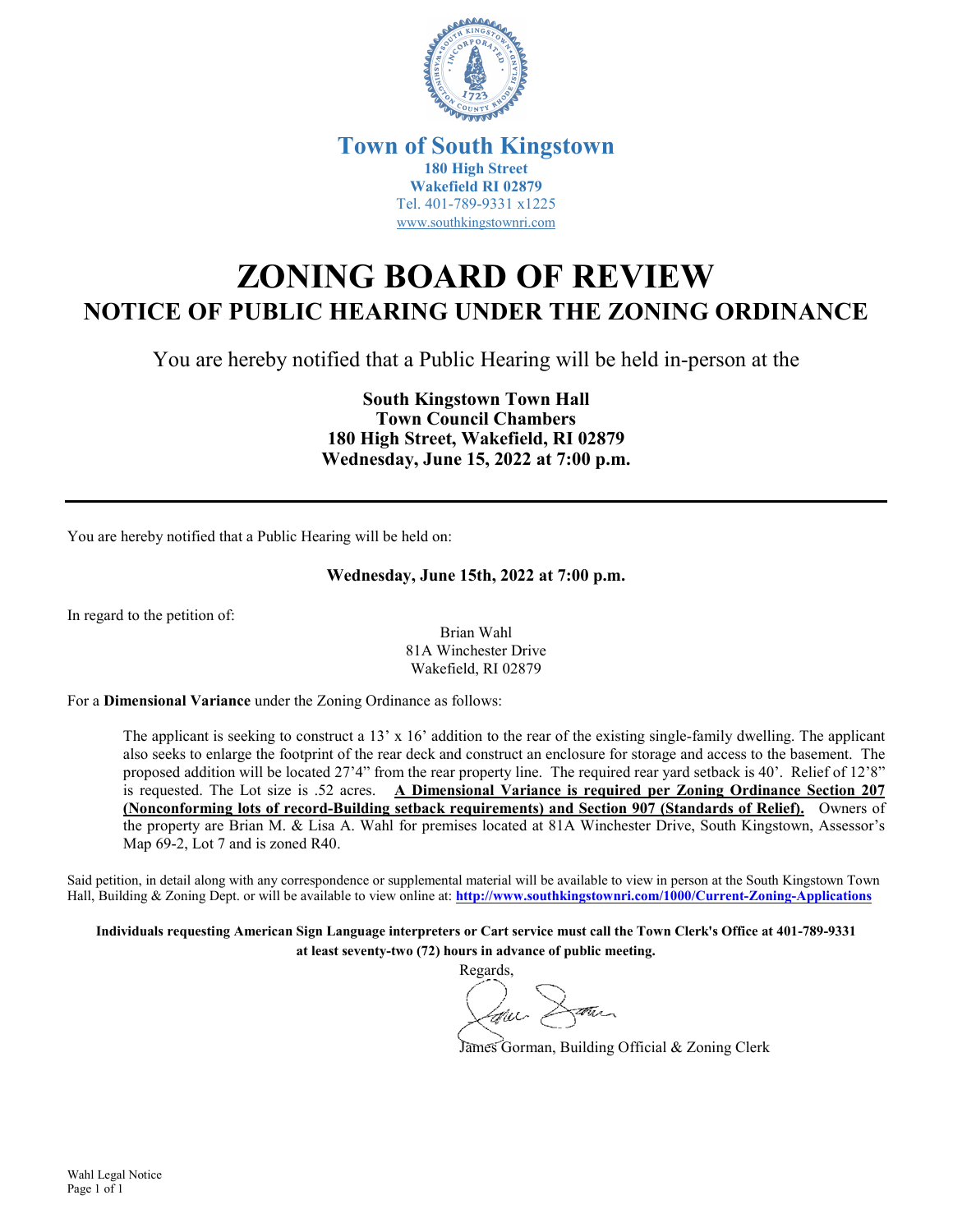**Town of South Kingstown**
**180 High Street**
**Wakefield RI 02879**
Tel. 401-789-9331 x1225
www.southkingstownri.com

# ZONING BOARD OF REVIEW

## NOTICE OF PUBLIC HEARING UNDER THE ZONING ORDINANCE

You are hereby notified that a Public Hearing will be held in-person at the

**South Kingstown Town Hall**
**Town Council Chambers**
**180 High Street, Wakefield, RI 02879**
**Wednesday, June 15, 2022 at 7:00 p.m.**

---

You are hereby notified that a Public Hearing will be held on:

**Wednesday, June 15th, 2022 at 7:00 p.m.**

In regard to the petition of:

Brian Wahl
81A Winchester Drive
Wakefield, RI 02879

For a **Dimensional Variance** under the Zoning Ordinance as follows:

> The applicant is seeking to construct a 13' x 16' addition to the rear of the existing single-family dwelling. The applicant also seeks to enlarge the footprint of the rear deck and construct an enclosure for storage and access to the basement. The proposed addition will be located 27'4" from the rear property line. The required rear yard setback is 40'. Relief of 12'8" is requested. The Lot size is .52 acres. **A Dimensional Variance is required per Zoning Ordinance Section 207 (Nonconforming lots of record-Building setback requirements) and Section 907 (Standards of Relief).** Owners of the property are Brian M. & Lisa A. Wahl for premises located at 81A Winchester Drive, South Kingstown, Assessor's Map 69-2, Lot 7 and is zoned R40.

Said petition, in detail along with any correspondence or supplemental material will be available to view in person at the South Kingstown Town Hall, Building & Zoning Dept. or will be available to view online at: **http://www.southkingstownri.com/1000/Current-Zoning-Applications**

**Individuals requesting American Sign Language interpreters or Cart service must call the Town Clerk's Office at 401-789-9331 at least seventy-two (72) hours in advance of public meeting.**

Regards,

James Gorman, Building Official & Zoning Clerk

Wahl Legal Notice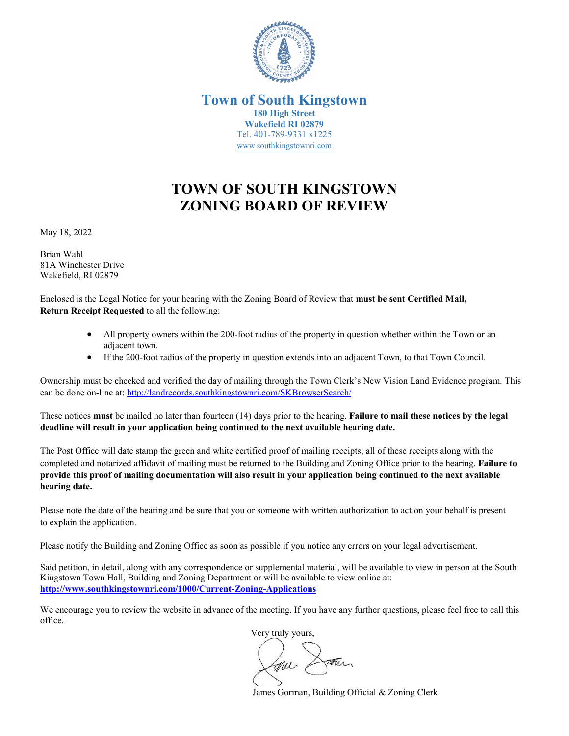**Town of South Kingstown**
**180 High Street**
**Wakefield RI 02879**
Tel. 401-789-9331 x1225
www.southkingstownri.com

# TOWN OF SOUTH KINGSTOWN ZONING BOARD OF REVIEW

May 18, 2022

Brian Wahl
81A Winchester Drive
Wakefield, RI 02879

Enclosed is the Legal Notice for your hearing with the Zoning Board of Review that **must be sent Certified Mail, Return Receipt Requested** to all the following:

- All property owners within the 200-foot radius of the property in question whether within the Town or an adjacent town.
- If the 200-foot radius of the property in question extends into an adjacent Town, to that Town Council.

Ownership must be checked and verified the day of mailing through the Town Clerk's New Vision Land Evidence program. This can be done on-line at: http://landrecords.southkingstownri.com/SKBrowserSearch/

These notices **must** be mailed no later than fourteen (14) days prior to the hearing. **Failure to mail these notices by the legal deadline will result in your application being continued to the next available hearing date.**

The Post Office will date stamp the green and white certified proof of mailing receipts; all of these receipts along with the completed and notarized affidavit of mailing must be returned to the Building and Zoning Office prior to the hearing. **Failure to provide this proof of mailing documentation will also result in your application being continued to the next available hearing date.**

Please note the date of the hearing and be sure that you or someone with written authorization to act on your behalf is present to explain the application.

Please notify the Building and Zoning Office as soon as possible if you notice any errors on your legal advertisement.

Said petition, in detail, along with any correspondence or supplemental material, will be available to view in person at the South Kingstown Town Hall, Building and Zoning Department or will be available to view online at:
**http://www.southkingstownri.com/1000/Current-Zoning-Applications**

We encourage you to review the website in advance of the meeting. If you have any further questions, please feel free to call this office.

Very truly yours,

James Gorman, Building Official & Zoning Clerk